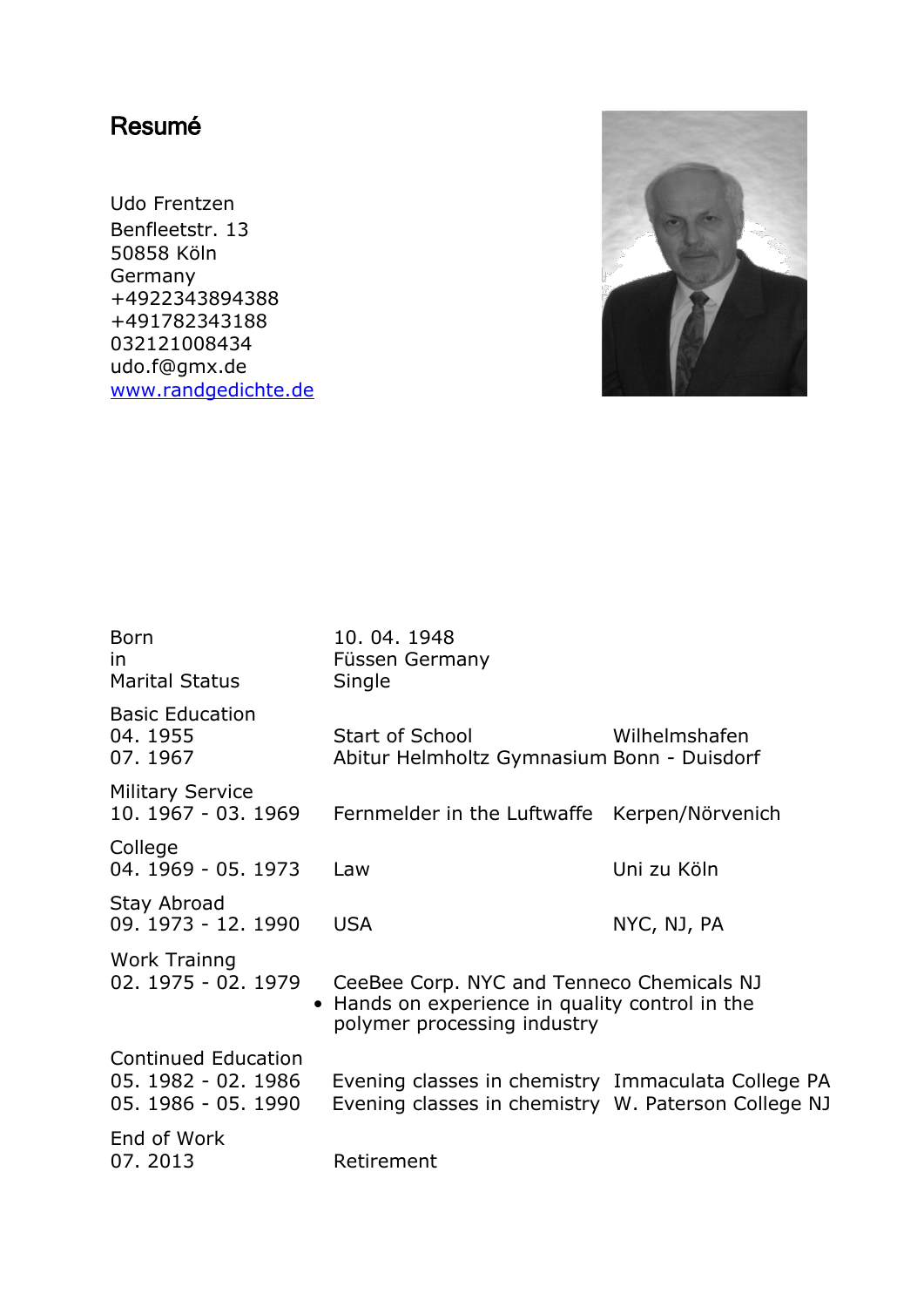# Resumé

Udo Frentzen
Benfleetstr. 13
50858 Köln
Germany
+4922343894388
+491782343188
032121008434
udo.f@gmx.de
[www.randgedichte.de](http://www.randgedichte.de)

| | | |
|---|---|---|
| Born | 10. 04. 1948 | |
| in | Füssen Germany | |
| Marital Status | Single | |
| **Basic Education** | | |
| 04. 1955 | Start of School | Wilhelmshafen |
| 07. 1967 | Abitur Helmholtz Gymnasium | Bonn - Duisdorf |
| **Military Service** | | |
| 10. 1967 - 03. 1969 | Fernmelder in the Luftwaffe | Kerpen/Nörvenich |
| **College** | | |
| 04. 1969 - 05. 1973 | Law | Uni zu Köln |
| **Stay Abroad** | | |
| 09. 1973 - 12. 1990 | USA | NYC, NJ, PA |
| **Work Trainng** | | |
| 02. 1975 - 02. 1979 | CeeBee Corp. NYC and Tenneco Chemicals NJ<br>• Hands on experience in quality control in the polymer processing industry | |
| **Continued Education** | | |
| 05. 1982 - 02. 1986 | Evening classes in chemistry | Immaculata College PA |
| 05. 1986 - 05. 1990 | Evening classes in chemistry | W. Paterson College NJ |
| **End of Work** | | |
| 07. 2013 | Retirement | |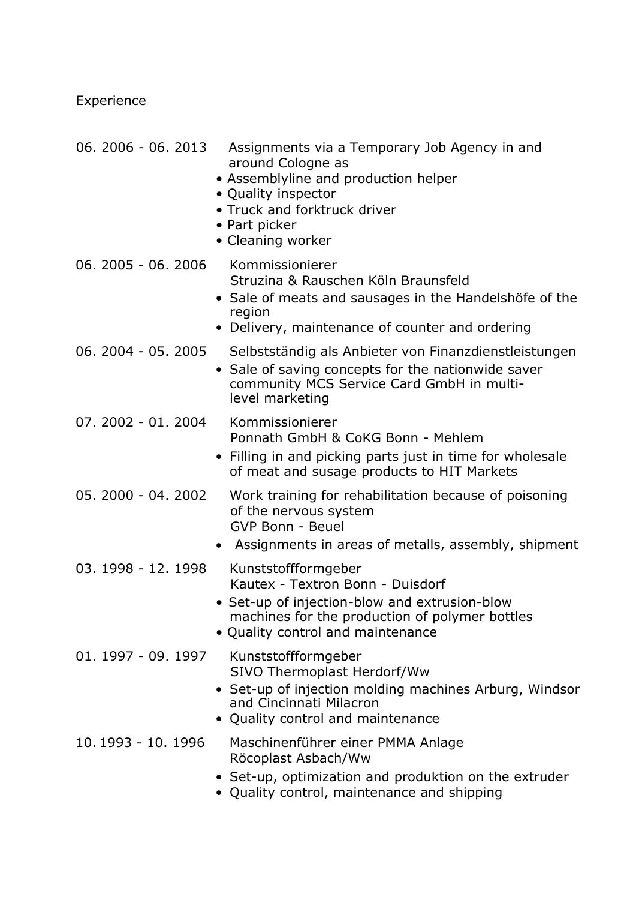Experience

06. 2006 - 06. 2013 Assignments via a Temporary Job Agency in and around Cologne as

- Assemblyline and production helper
- Quality inspector
- Truck and forktruck driver
- Part picker
- Cleaning worker

06. 2005 - 06. 2006 Kommissionierer
Struzina & Rauschen Köln Braunsfeld

- Sale of meats and sausages in the Handelshöfe of the region
- Delivery, maintenance of counter and ordering

06. 2004 - 05. 2005 Selbstständig als Anbieter von Finanzdienstleistungen

- Sale of saving concepts for the nationwide saver community MCS Service Card GmbH in multi-level marketing

07. 2002 - 01. 2004 Kommissionierer
Ponnath GmbH & CoKG Bonn - Mehlem

- Filling in and picking parts just in time for wholesale of meat and susage products to HIT Markets

05. 2000 - 04. 2002 Work training for rehabilitation because of poisoning of the nervous system
GVP Bonn - Beuel

- Assignments in areas of metalls, assembly, shipment

03. 1998 - 12. 1998 Kunststoffformgeber
Kautex - Textron Bonn - Duisdorf

- Set-up of injection-blow and extrusion-blow machines for the production of polymer bottles
- Quality control and maintenance

01. 1997 - 09. 1997 Kunststoffformgeber
SIVO Thermoplast Herdorf/Ww

- Set-up of injection molding machines Arburg, Windsor and Cincinnati Milacron
- Quality control and maintenance

10. 1993 - 10. 1996 Maschinenführer einer PMMA Anlage
Röcoplast Asbach/Ww

- Set-up, optimization and produktion on the extruder
- Quality control, maintenance and shipping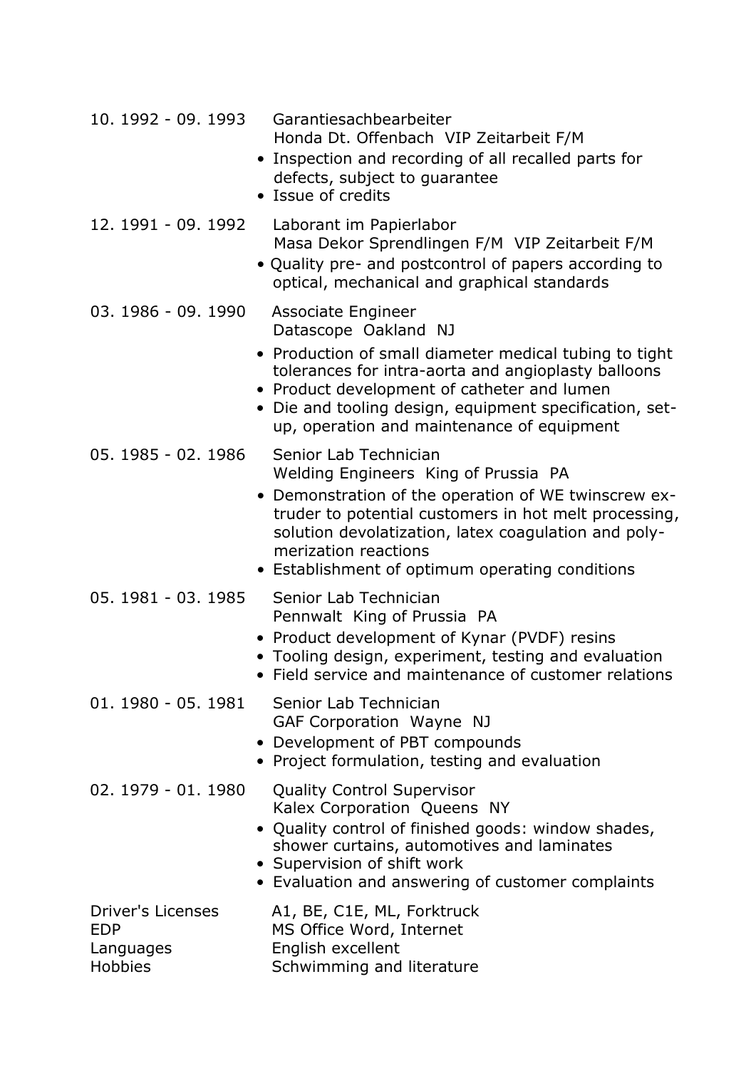10. 1992 - 09. 1993 Garantiesachbearbeiter
Honda Dt. Offenbach VIP Zeitarbeit F/M

- Inspection and recording of all recalled parts for defects, subject to guarantee
- Issue of credits

12. 1991 - 09. 1992 Laborant im Papierlabor
Masa Dekor Sprendlingen F/M VIP Zeitarbeit F/M

- Quality pre- and postcontrol of papers according to optical, mechanical and graphical standards

03. 1986 - 09. 1990 Associate Engineer
Datascope Oakland NJ

- Production of small diameter medical tubing to tight tolerances for intra-aorta and angioplasty balloons
- Product development of catheter and lumen
- Die and tooling design, equipment specification, set-up, operation and maintenance of equipment

05. 1985 - 02. 1986 Senior Lab Technician
Welding Engineers King of Prussia PA

- Demonstration of the operation of WE twinscrew extruder to potential customers in hot melt processing, solution devolatization, latex coagulation and polymerization reactions
- Establishment of optimum operating conditions

05. 1981 - 03. 1985 Senior Lab Technician
Pennwalt King of Prussia PA

- Product development of Kynar (PVDF) resins
- Tooling design, experiment, testing and evaluation
- Field service and maintenance of customer relations

01. 1980 - 05. 1981 Senior Lab Technician
GAF Corporation Wayne NJ

- Development of PBT compounds
- Project formulation, testing and evaluation

02. 1979 - 01. 1980 Quality Control Supervisor
Kalex Corporation Queens NY

- Quality control of finished goods: window shades, shower curtains, automotives and laminates
- Supervision of shift work
- Evaluation and answering of customer complaints

Driver's Licenses A1, BE, C1E, ML, Forktruck
EDP MS Office Word, Internet
Languages English excellent
Hobbies Schwimming and literature